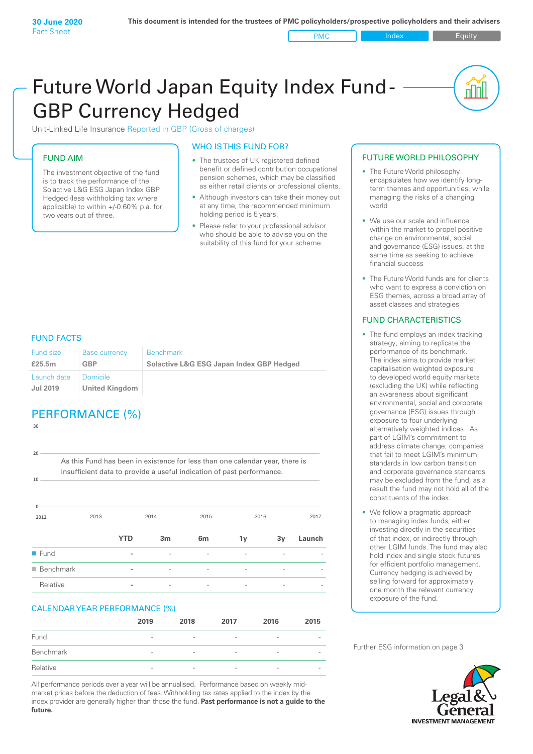**30 June 2020**
Fact Sheet

This document is intended for the trustees of PMC policyholders/prospective policyholders and their advisers

PMC | Index | Equity

# Future World Japan Equity Index Fund - GBP Currency Hedged

Unit-Linked Life Insurance Reported in GBP (Gross of charges)

## FUND AIM

The investment objective of the fund is to track the performance of the Solactive L&G ESG Japan Index GBP Hedged (less withholding tax where applicable) to within +/-0.60% p.a. for two years out of three.

## WHO IS THIS FUND FOR?

- The trustees of UK registered defined benefit or defined contribution occupational pension schemes, which may be classified as either retail clients or professional clients.
- Although investors can take their money out at any time, the recommended minimum holding period is 5 years.
- Please refer to your professional advisor who should be able to advise you on the suitability of this fund for your scheme.

## FUND FACTS

| Fund size | Base currency | Benchmark |
| --- | --- | --- |
| **£25.5m** | **GBP** | **Solactive L&G ESG Japan Index GBP Hedged** |
| Launch date | Domicile | |
| **Jul 2019** | **United Kingdom** | |

## PERFORMANCE (%)

30
20
10
0
2012 2013 2014 2015 2016 2017

As this Fund has been in existence for less than one calendar year, there is insufficient data to provide a useful indication of past performance.

| | YTD | 3m | 6m | 1y | 3y | Launch |
| --- | --- | --- | --- | --- | --- | --- |
| Fund | - | - | - | - | - | - |
| Benchmark | - | - | - | - | - | - |
| Relative | - | - | - | - | - | - |

## CALENDAR YEAR PERFORMANCE (%)

| | 2019 | 2018 | 2017 | 2016 | 2015 |
| --- | --- | --- | --- | --- | --- |
| Fund | - | - | - | - | - |
| Benchmark | - | - | - | - | - |
| Relative | - | - | - | - | - |

All performance periods over a year will be annualised. Performance based on weekly mid-market prices before the deduction of fees. Withholding tax rates applied to the index by the index provider are generally higher than those the fund. **Past performance is not a guide to the future.**

## FUTURE WORLD PHILOSOPHY

- The Future World philosophy encapsulates how we identify long-term themes and opportunities, while managing the risks of a changing world
- We use our scale and influence within the market to propel positive change on environmental, social and governance (ESG) issues, at the same time as seeking to achieve financial success
- The Future World funds are for clients who want to express a conviction on ESG themes, across a broad array of asset classes and strategies

## FUND CHARACTERISTICS

- The fund employs an index tracking strategy, aiming to replicate the performance of its benchmark. The index aims to provide market capitalisation weighted exposure to developed world equity markets (excluding the UK) while reflecting an awareness about significant environmental, social and corporate governance (ESG) issues through exposure to four underlying alternatively weighted indices. As part of LGIM's commitment to address climate change, companies that fail to meet LGIM's minimum standards in low carbon transition and corporate governance standards may be excluded from the fund, as a result the fund may not hold all of the constituents of the index.
- We follow a pragmatic approach to managing index funds, either investing directly in the securities of that index, or indirectly through other LGIM funds. The fund may also hold index and single stock futures for efficient portfolio management. Currency hedging is achieved by selling forward for approximately one month the relevant currency exposure of the fund.

Further ESG information on page 3

Legal & General
INVESTMENT MANAGEMENT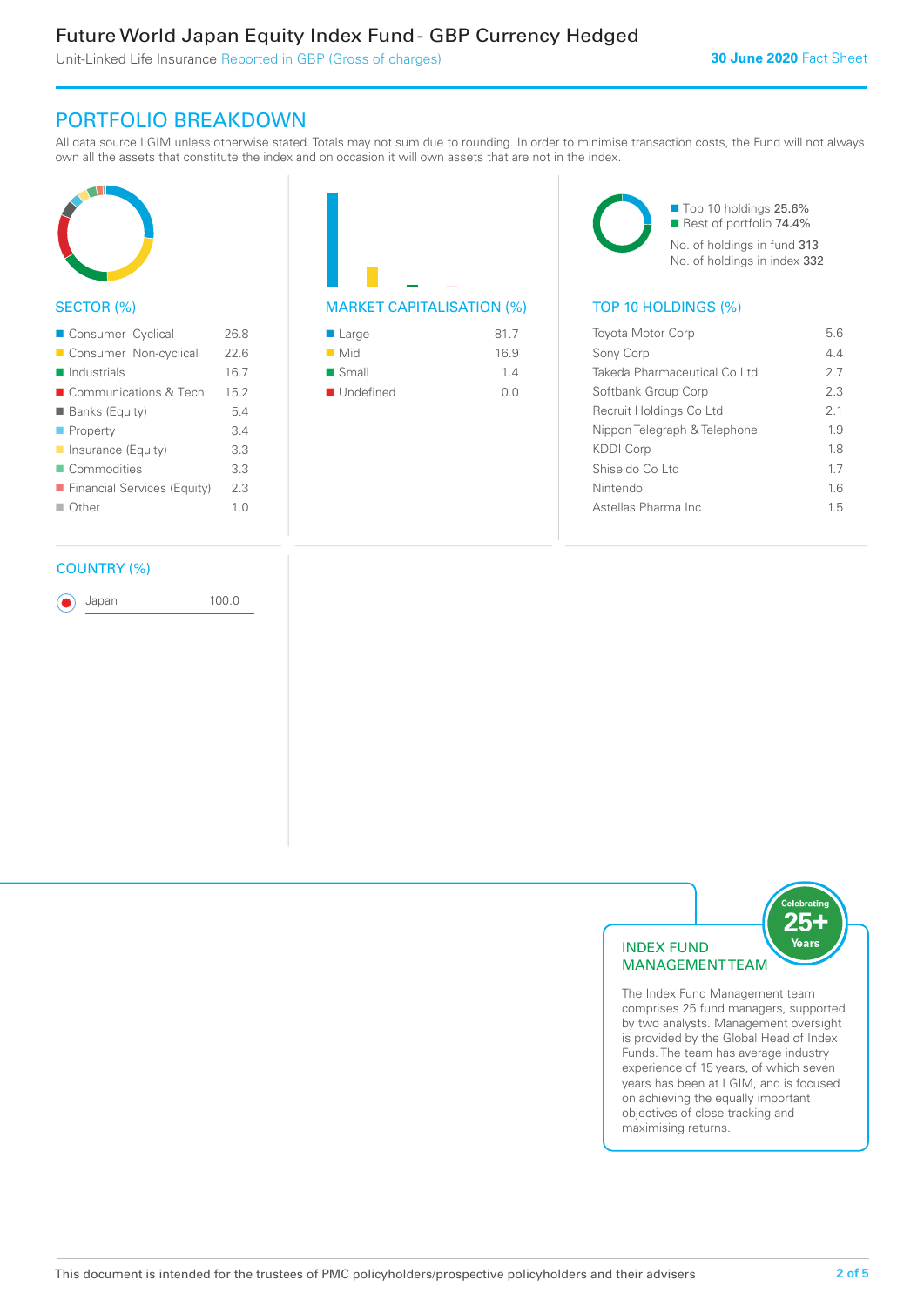# Future World Japan Equity Index Fund - GBP Currency Hedged

Unit-Linked Life Insurance Reported in GBP (Gross of charges)

30 June 2020 Fact Sheet

## PORTFOLIO BREAKDOWN

All data source LGIM unless otherwise stated. Totals may not sum due to rounding. In order to minimise transaction costs, the Fund will not always own all the assets that constitute the index and on occasion it will own assets that are not in the index.

### SECTOR (%)

| | |
|---|---|
| Consumer Cyclical | 26.8 |
| Consumer Non-cyclical | 22.6 |
| Industrials | 16.7 |
| Communications & Tech | 15.2 |
| Banks (Equity) | 5.4 |
| Property | 3.4 |
| Insurance (Equity) | 3.3 |
| Commodities | 3.3 |
| Financial Services (Equity) | 2.3 |
| Other | 1.0 |

### MARKET CAPITALISATION (%)

| | |
|---|---|
| Large | 81.7 |
| Mid | 16.9 |
| Small | 1.4 |
| Undefined | 0.0 |

Top 10 holdings 25.6%
Rest of portfolio 74.4%
No. of holdings in fund 313
No. of holdings in index 332

### TOP 10 HOLDINGS (%)

| | |
|---|---|
| Toyota Motor Corp | 5.6 |
| Sony Corp | 4.4 |
| Takeda Pharmaceutical Co Ltd | 2.7 |
| Softbank Group Corp | 2.3 |
| Recruit Holdings Co Ltd | 2.1 |
| Nippon Telegraph & Telephone | 1.9 |
| KDDI Corp | 1.8 |
| Shiseido Co Ltd | 1.7 |
| Nintendo | 1.6 |
| Astellas Pharma Inc | 1.5 |

### COUNTRY (%)

| | |
|---|---|
| Japan | 100.0 |

### INDEX FUND MANAGEMENT TEAM

Celebrating 25+ Years

The Index Fund Management team comprises 25 fund managers, supported by two analysts. Management oversight is provided by the Global Head of Index Funds. The team has average industry experience of 15 years, of which seven years has been at LGIM, and is focused on achieving the equally important objectives of close tracking and maximising returns.

This document is intended for the trustees of PMC policyholders/prospective policyholders and their advisers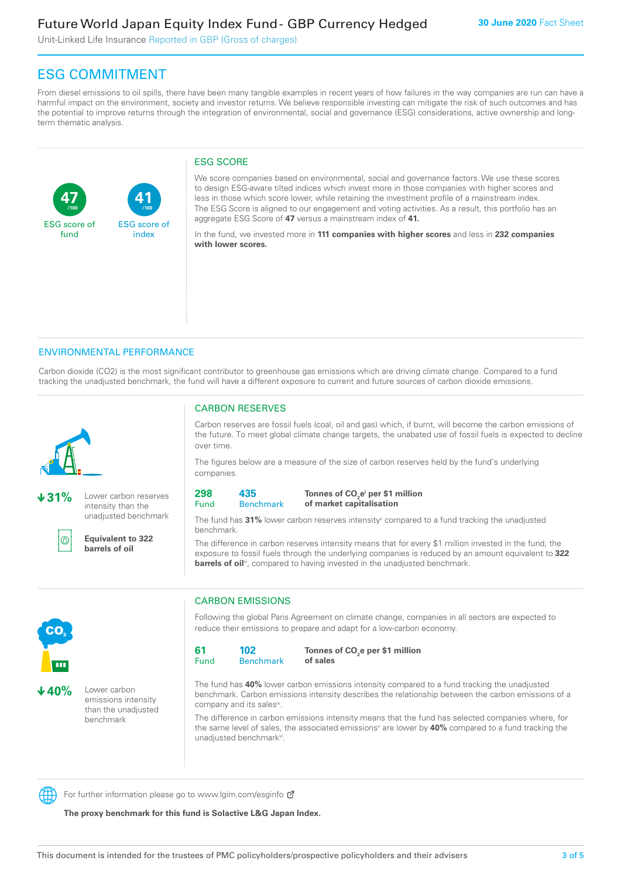# Future World Japan Equity Index Fund - GBP Currency Hedged

Unit-Linked Life Insurance Reported in GBP (Gross of charges)

**30 June 2020** Fact Sheet

## ESG COMMITMENT

From diesel emissions to oil spills, there have been many tangible examples in recent years of how failures in the way companies are run can have a harmful impact on the environment, society and investor returns. We believe responsible investing can mitigate the risk of such outcomes and has the potential to improve returns through the integration of environmental, social and governance (ESG) considerations, active ownership and long-term thematic analysis.

**47** /100 ESG score of fund

**41** /100 ESG score of index

### ESG SCORE

We score companies based on environmental, social and governance factors. We use these scores to design ESG-aware tilted indices which invest more in those companies with higher scores and less in those which score lower, while retaining the investment profile of a mainstream index. The ESG Score is aligned to our engagement and voting activities. As a result, this portfolio has an aggregate ESG Score of **47** versus a mainstream index of **41.**

In the fund, we invested more in **111 companies with higher scores** and less in **232 companies with lower scores.**

## ENVIRONMENTAL PERFORMANCE

Carbon dioxide (CO2) is the most significant contributor to greenhouse gas emissions which are driving climate change. Compared to a fund tracking the unadjusted benchmark, the fund will have a different exposure to current and future sources of carbon dioxide emissions.

**↓31%** Lower carbon reserves intensity than the unadjusted benchmark

**Equivalent to 322 barrels of oil**

### CARBON RESERVES

Carbon reserves are fossil fuels (coal, oil and gas) which, if burnt, will become the carbon emissions of the future. To meet global climate change targets, the unabated use of fossil fuels is expected to decline over time.

The figures below are a measure of the size of carbon reserves held by the fund's underlying companies.

**298** Fund | **435** Benchmark | **Tonnes of $CO_2e$[i] per $1 million of market capitalisation**

The fund has **31%** lower carbon reserves intensity[ii] compared to a fund tracking the unadjusted benchmark.

The difference in carbon reserves intensity means that for every $1 million invested in the fund, the exposure to fossil fuels through the underlying companies is reduced by an amount equivalent to **322 barrels of oil**[iii], compared to having invested in the unadjusted benchmark.

**↓40%** Lower carbon emissions intensity than the unadjusted benchmark

### CARBON EMISSIONS

Following the global Paris Agreement on climate change, companies in all sectors are expected to reduce their emissions to prepare and adapt for a low-carbon economy.

**61** Fund | **102** Benchmark | **Tonnes of $CO_2e$ per $1 million of sales**

The fund has **40%** lower carbon emissions intensity compared to a fund tracking the unadjusted benchmark. Carbon emissions intensity describes the relationship between the carbon emissions of a company and its sales[iv].

The difference in carbon emissions intensity means that the fund has selected companies where, for the same level of sales, the associated emissions[v] are lower by **40%** compared to a fund tracking the unadjusted benchmark[vi].

For further information please go to www.lgim.com/esginfo

**The proxy benchmark for this fund is Solactive L&G Japan Index.**

This document is intended for the trustees of PMC policyholders/prospective policyholders and their advisers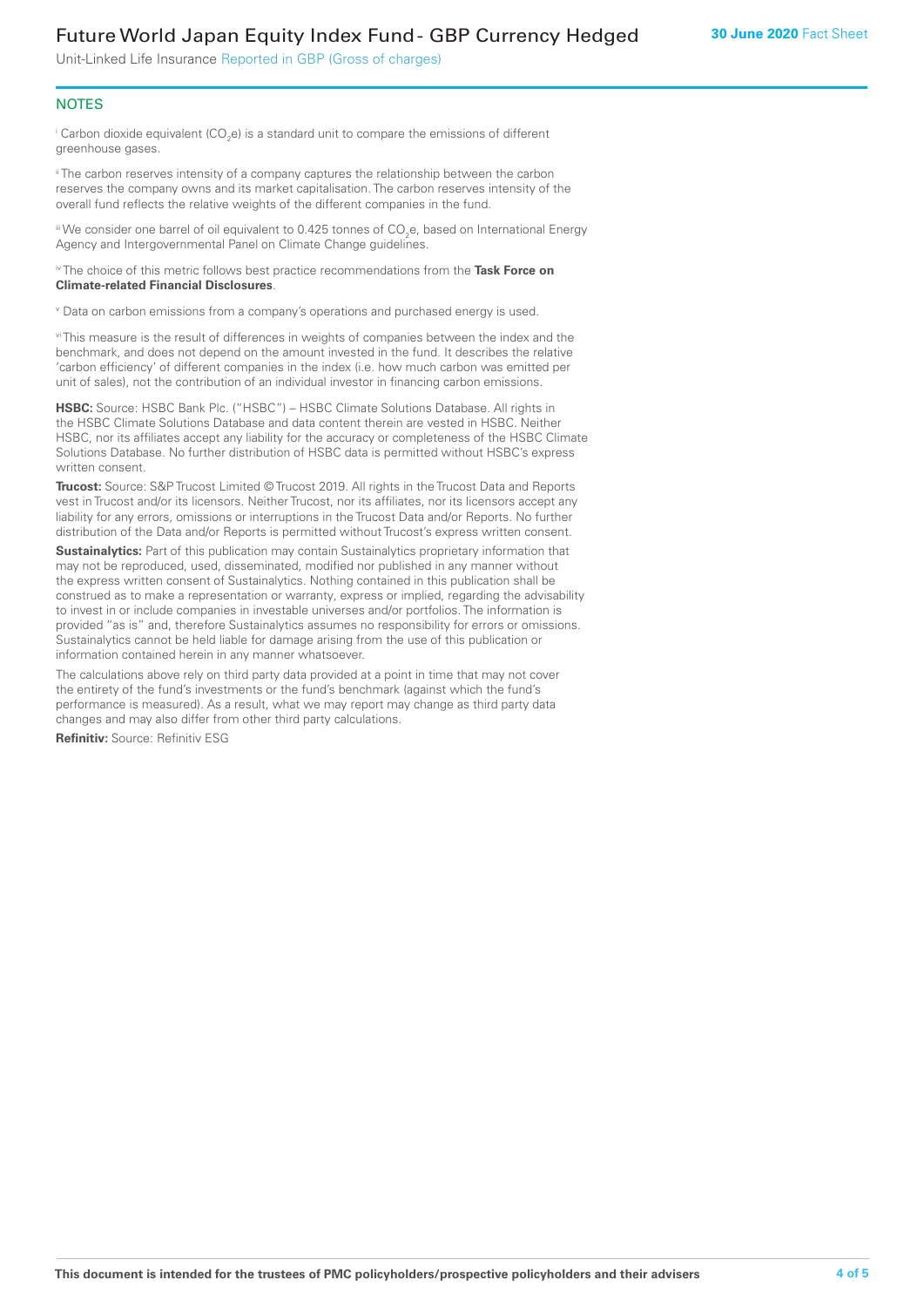## NOTES

[i] Carbon dioxide equivalent ($CO_2e$) is a standard unit to compare the emissions of different greenhouse gases.

[ii] The carbon reserves intensity of a company captures the relationship between the carbon reserves the company owns and its market capitalisation. The carbon reserves intensity of the overall fund reflects the relative weights of the different companies in the fund.

[iii] We consider one barrel of oil equivalent to 0.425 tonnes of $CO_2e$, based on International Energy Agency and Intergovernmental Panel on Climate Change guidelines.

[iv] The choice of this metric follows best practice recommendations from the **Task Force on Climate-related Financial Disclosures**.

[v] Data on carbon emissions from a company's operations and purchased energy is used.

[vi] This measure is the result of differences in weights of companies between the index and the benchmark, and does not depend on the amount invested in the fund. It describes the relative 'carbon efficiency' of different companies in the index (i.e. how much carbon was emitted per unit of sales), not the contribution of an individual investor in financing carbon emissions.

**HSBC:** Source: HSBC Bank Plc. ("HSBC") – HSBC Climate Solutions Database. All rights in the HSBC Climate Solutions Database and data content therein are vested in HSBC. Neither HSBC, nor its affiliates accept any liability for the accuracy or completeness of the HSBC Climate Solutions Database. No further distribution of HSBC data is permitted without HSBC's express written consent.

**Trucost:** Source: S&P Trucost Limited © Trucost 2019. All rights in the Trucost Data and Reports vest in Trucost and/or its licensors. Neither Trucost, nor its affiliates, nor its licensors accept any liability for any errors, omissions or interruptions in the Trucost Data and/or Reports. No further distribution of the Data and/or Reports is permitted without Trucost's express written consent.

**Sustainalytics:** Part of this publication may contain Sustainalytics proprietary information that may not be reproduced, used, disseminated, modified nor published in any manner without the express written consent of Sustainalytics. Nothing contained in this publication shall be construed as to make a representation or warranty, express or implied, regarding the advisability to invest in or include companies in investable universes and/or portfolios. The information is provided "as is" and, therefore Sustainalytics assumes no responsibility for errors or omissions. Sustainalytics cannot be held liable for damage arising from the use of this publication or information contained herein in any manner whatsoever.

The calculations above rely on third party data provided at a point in time that may not cover the entirety of the fund's investments or the fund's benchmark (against which the fund's performance is measured). As a result, what we may report may change as third party data changes and may also differ from other third party calculations.

**Refinitiv:** Source: Refinitiv ESG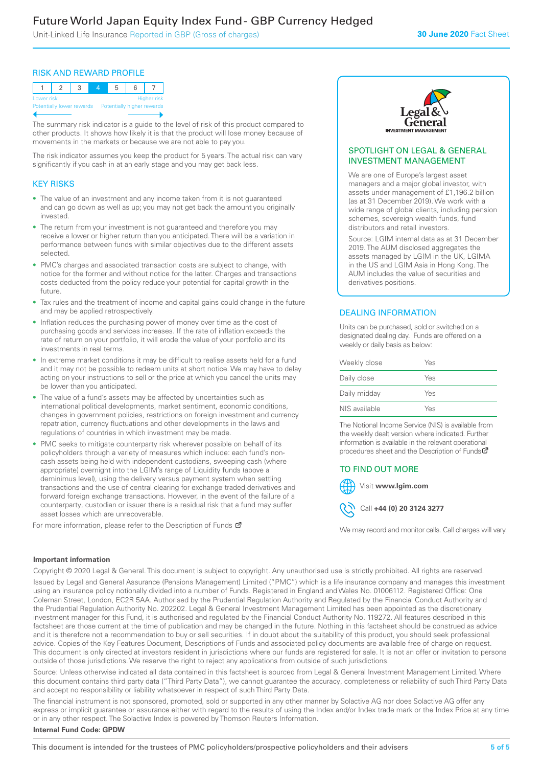# Future World Japan Equity Index Fund - GBP Currency Hedged

Unit-Linked Life Insurance Reported in GBP (Gross of charges)

**30 June 2020** Fact Sheet

## RISK AND REWARD PROFILE

| 1 | 2 | 3 | 4 | 5 | 6 | 7 |
|---|---|---|---|---|---|---|

Lower risk — Higher risk

Potentially lower rewards — Potentially higher rewards

The summary risk indicator is a guide to the level of risk of this product compared to other products. It shows how likely it is that the product will lose money because of movements in the markets or because we are not able to pay you.

The risk indicator assumes you keep the product for 5 years. The actual risk can vary significantly if you cash in at an early stage and you may get back less.

## KEY RISKS

- The value of an investment and any income taken from it is not guaranteed and can go down as well as up; you may not get back the amount you originally invested.
- The return from your investment is not guaranteed and therefore you may receive a lower or higher return than you anticipated. There will be a variation in performance between funds with similar objectives due to the different assets selected.
- PMC's charges and associated transaction costs are subject to change, with notice for the former and without notice for the latter. Charges and transactions costs deducted from the policy reduce your potential for capital growth in the future.
- Tax rules and the treatment of income and capital gains could change in the future and may be applied retrospectively.
- Inflation reduces the purchasing power of money over time as the cost of purchasing goods and services increases. If the rate of inflation exceeds the rate of return on your portfolio, it will erode the value of your portfolio and its investments in real terms.
- In extreme market conditions it may be difficult to realise assets held for a fund and it may not be possible to redeem units at short notice. We may have to delay acting on your instructions to sell or the price at which you cancel the units may be lower than you anticipated.
- The value of a fund's assets may be affected by uncertainties such as international political developments, market sentiment, economic conditions, changes in government policies, restrictions on foreign investment and currency repatriation, currency fluctuations and other developments in the laws and regulations of countries in which investment may be made.
- PMC seeks to mitigate counterparty risk wherever possible on behalf of its policyholders through a variety of measures which include: each fund's non-cash assets being held with independent custodians, sweeping cash (where appropriate) overnight into the LGIM's range of Liquidity funds (above a deminimus level), using the delivery versus payment system when settling transactions and the use of central clearing for exchange traded derivatives and forward foreign exchange transactions. However, in the event of the failure of a counterparty, custodian or issuer there is a residual risk that a fund may suffer asset losses which are unrecoverable.

For more information, please refer to the Description of Funds

## SPOTLIGHT ON LEGAL & GENERAL INVESTMENT MANAGEMENT

We are one of Europe's largest asset managers and a major global investor, with assets under management of £1,196.2 billion (as at 31 December 2019). We work with a wide range of global clients, including pension schemes, sovereign wealth funds, fund distributors and retail investors.

Source: LGIM internal data as at 31 December 2019. The AUM disclosed aggregates the assets managed by LGIM in the UK, LGIMA in the US and LGIM Asia in Hong Kong. The AUM includes the value of securities and derivatives positions.

## DEALING INFORMATION

Units can be purchased, sold or switched on a designated dealing day. Funds are offered on a weekly or daily basis as below:

| | |
|---|---|
| Weekly close | Yes |
| Daily close | Yes |
| Daily midday | Yes |
| NIS available | Yes |

The Notional Income Service (NIS) is available from the weekly dealt version where indicated. Further information is available in the relevant operational procedures sheet and the Description of Funds

## TO FIND OUT MORE

Visit **www.lgim.com**

Call **+44 (0) 20 3124 3277**

We may record and monitor calls. Call charges will vary.

**Important information**

Copyright © 2020 Legal & General. This document is subject to copyright. Any unauthorised use is strictly prohibited. All rights are reserved.

Issued by Legal and General Assurance (Pensions Management) Limited ("PMC") which is a life insurance company and manages this investment using an insurance policy notionally divided into a number of Funds. Registered in England and Wales No. 01006112. Registered Office: One Coleman Street, London, EC2R 5AA. Authorised by the Prudential Regulation Authority and Regulated by the Financial Conduct Authority and the Prudential Regulation Authority No. 202202. Legal & General Investment Management Limited has been appointed as the discretionary investment manager for this Fund, it is authorised and regulated by the Financial Conduct Authority No. 119272. All features described in this factsheet are those current at the time of publication and may be changed in the future. Nothing in this factsheet should be construed as advice and it is therefore not a recommendation to buy or sell securities. If in doubt about the suitability of this product, you should seek professional advice. Copies of the Key Features Document, Descriptions of Funds and associated policy documents are available free of charge on request. This document is only directed at investors resident in jurisdictions where our funds are registered for sale. It is not an offer or invitation to persons outside of those jurisdictions. We reserve the right to reject any applications from outside of such jurisdictions.

Source: Unless otherwise indicated all data contained in this factsheet is sourced from Legal & General Investment Management Limited. Where this document contains third party data ("Third Party Data"), we cannot guarantee the accuracy, completeness or reliability of such Third Party Data and accept no responsibility or liability whatsoever in respect of such Third Party Data.

The financial instrument is not sponsored, promoted, sold or supported in any other manner by Solactive AG nor does Solactive AG offer any express or implicit guarantee or assurance either with regard to the results of using the Index and/or Index trade mark or the Index Price at any time or in any other respect. The Solactive Index is powered by Thomson Reuters Information.

**Internal Fund Code: GPDW**

This document is intended for the trustees of PMC policyholders/prospective policyholders and their advisers